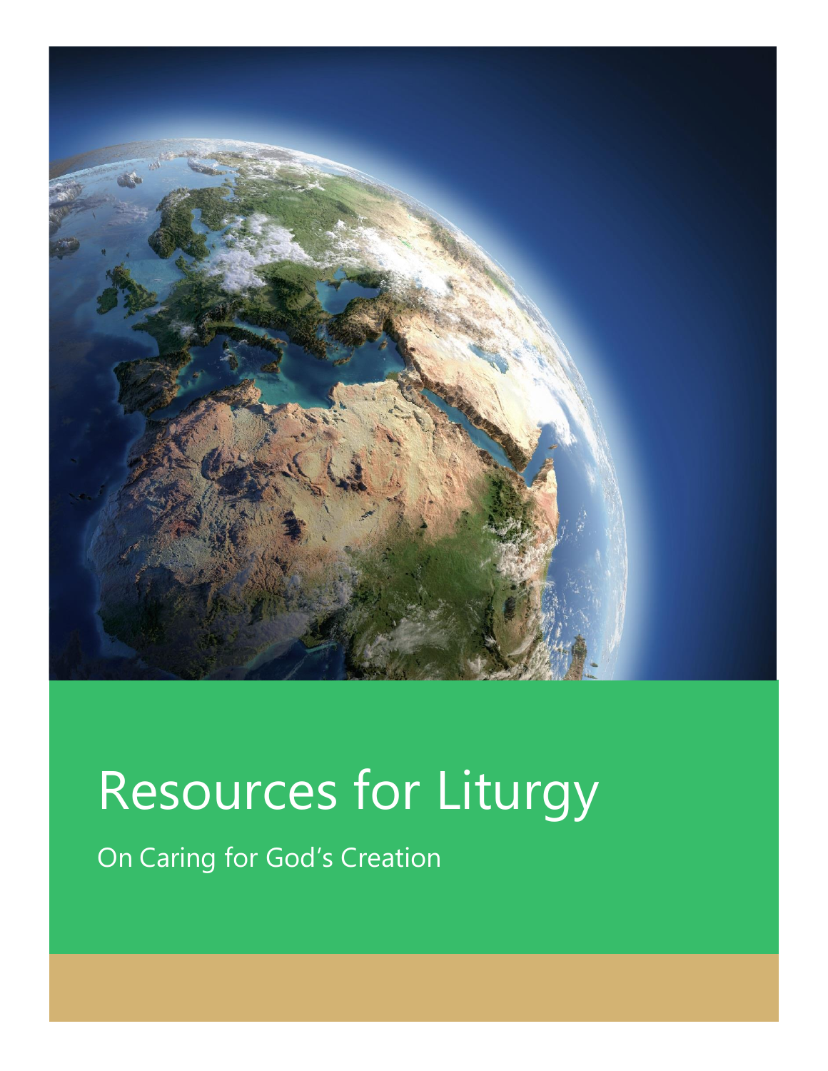# Resources for Liturgy

## On Caring for God's Creation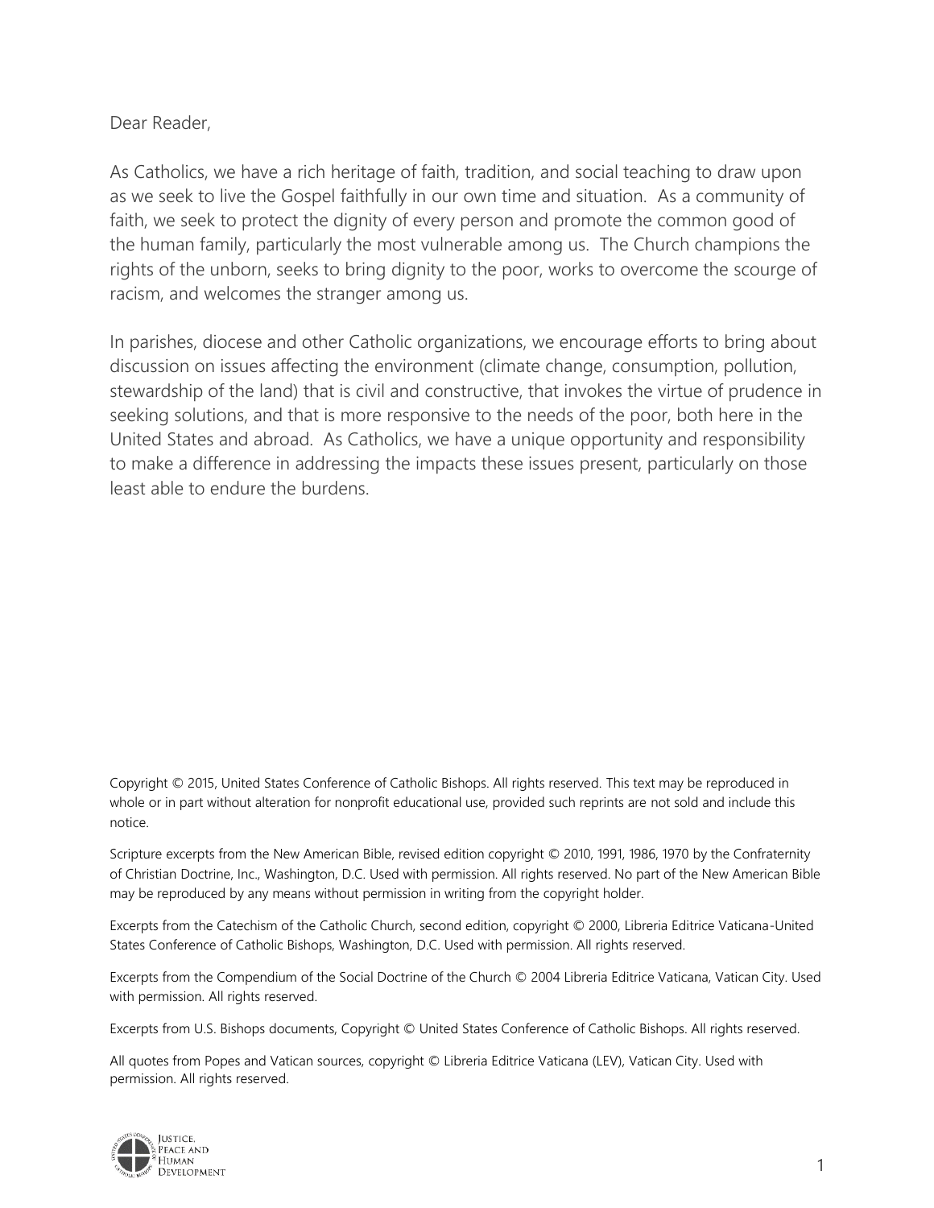Dear Reader,

As Catholics, we have a rich heritage of faith, tradition, and social teaching to draw upon as we seek to live the Gospel faithfully in our own time and situation. As a community of faith, we seek to protect the dignity of every person and promote the common good of the human family, particularly the most vulnerable among us. The Church champions the rights of the unborn, seeks to bring dignity to the poor, works to overcome the scourge of racism, and welcomes the stranger among us.

In parishes, diocese and other Catholic organizations, we encourage efforts to bring about discussion on issues affecting the environment (climate change, consumption, pollution, stewardship of the land) that is civil and constructive, that invokes the virtue of prudence in seeking solutions, and that is more responsive to the needs of the poor, both here in the United States and abroad. As Catholics, we have a unique opportunity and responsibility to make a difference in addressing the impacts these issues present, particularly on those least able to endure the burdens.

Copyright © 2015, United States Conference of Catholic Bishops. All rights reserved. This text may be reproduced in whole or in part without alteration for nonprofit educational use, provided such reprints are not sold and include this notice.

Scripture excerpts from the New American Bible, revised edition copyright © 2010, 1991, 1986, 1970 by the Confraternity of Christian Doctrine, Inc., Washington, D.C. Used with permission. All rights reserved. No part of the New American Bible may be reproduced by any means without permission in writing from the copyright holder.

Excerpts from the Catechism of the Catholic Church, second edition, copyright © 2000, Libreria Editrice Vaticana-United States Conference of Catholic Bishops, Washington, D.C. Used with permission. All rights reserved.

Excerpts from the Compendium of the Social Doctrine of the Church © 2004 Libreria Editrice Vaticana, Vatican City. Used with permission. All rights reserved.

Excerpts from U.S. Bishops documents, Copyright © United States Conference of Catholic Bishops. All rights reserved.

All quotes from Popes and Vatican sources, copyright © Libreria Editrice Vaticana (LEV), Vatican City. Used with permission. All rights reserved.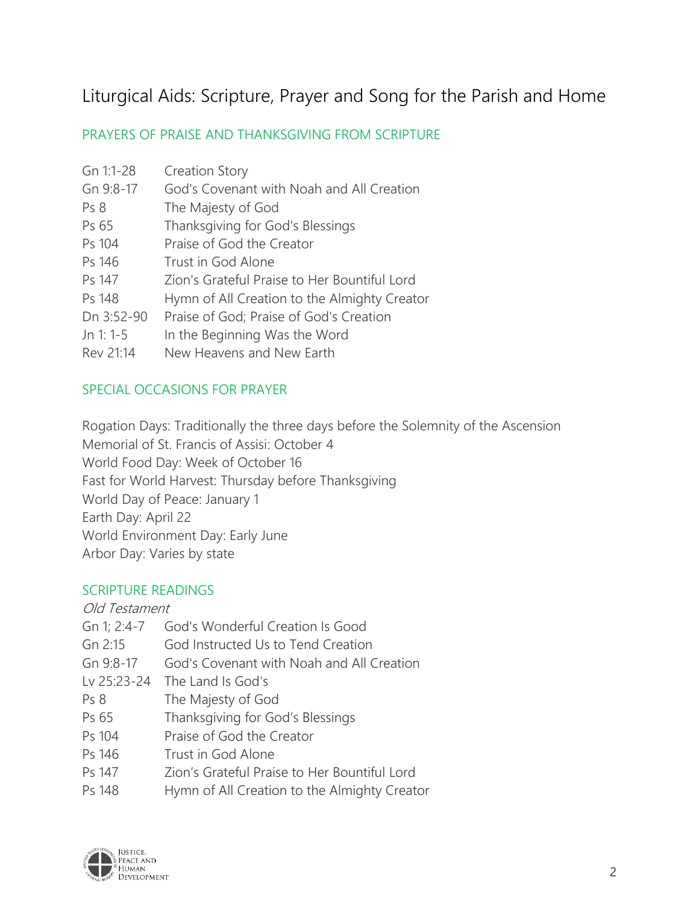# Liturgical Aids: Scripture, Prayer and Song for the Parish and Home

## PRAYERS OF PRAISE AND THANKSGIVING FROM SCRIPTURE

| | |
|---|---|
| Gn 1:1-28 | Creation Story |
| Gn 9:8-17 | God's Covenant with Noah and All Creation |
| Ps 8 | The Majesty of God |
| Ps 65 | Thanksgiving for God's Blessings |
| Ps 104 | Praise of God the Creator |
| Ps 146 | Trust in God Alone |
| Ps 147 | Zion's Grateful Praise to Her Bountiful Lord |
| Ps 148 | Hymn of All Creation to the Almighty Creator |
| Dn 3:52-90 | Praise of God; Praise of God's Creation |
| Jn 1: 1-5 | In the Beginning Was the Word |
| Rev 21:14 | New Heavens and New Earth |

## SPECIAL OCCASIONS FOR PRAYER

Rogation Days: Traditionally the three days before the Solemnity of the Ascension
Memorial of St. Francis of Assisi: October 4
World Food Day: Week of October 16
Fast for World Harvest: Thursday before Thanksgiving
World Day of Peace: January 1
Earth Day: April 22
World Environment Day: Early June
Arbor Day: Varies by state

## SCRIPTURE READINGS

*Old Testament*

| | |
|---|---|
| Gn 1; 2:4-7 | God's Wonderful Creation Is Good |
| Gn 2:15 | God Instructed Us to Tend Creation |
| Gn 9:8-17 | God's Covenant with Noah and All Creation |
| Lv 25:23-24 | The Land Is God's |
| Ps 8 | The Majesty of God |
| Ps 65 | Thanksgiving for God's Blessings |
| Ps 104 | Praise of God the Creator |
| Ps 146 | Trust in God Alone |
| Ps 147 | Zion's Grateful Praise to Her Bountiful Lord |
| Ps 148 | Hymn of All Creation to the Almighty Creator |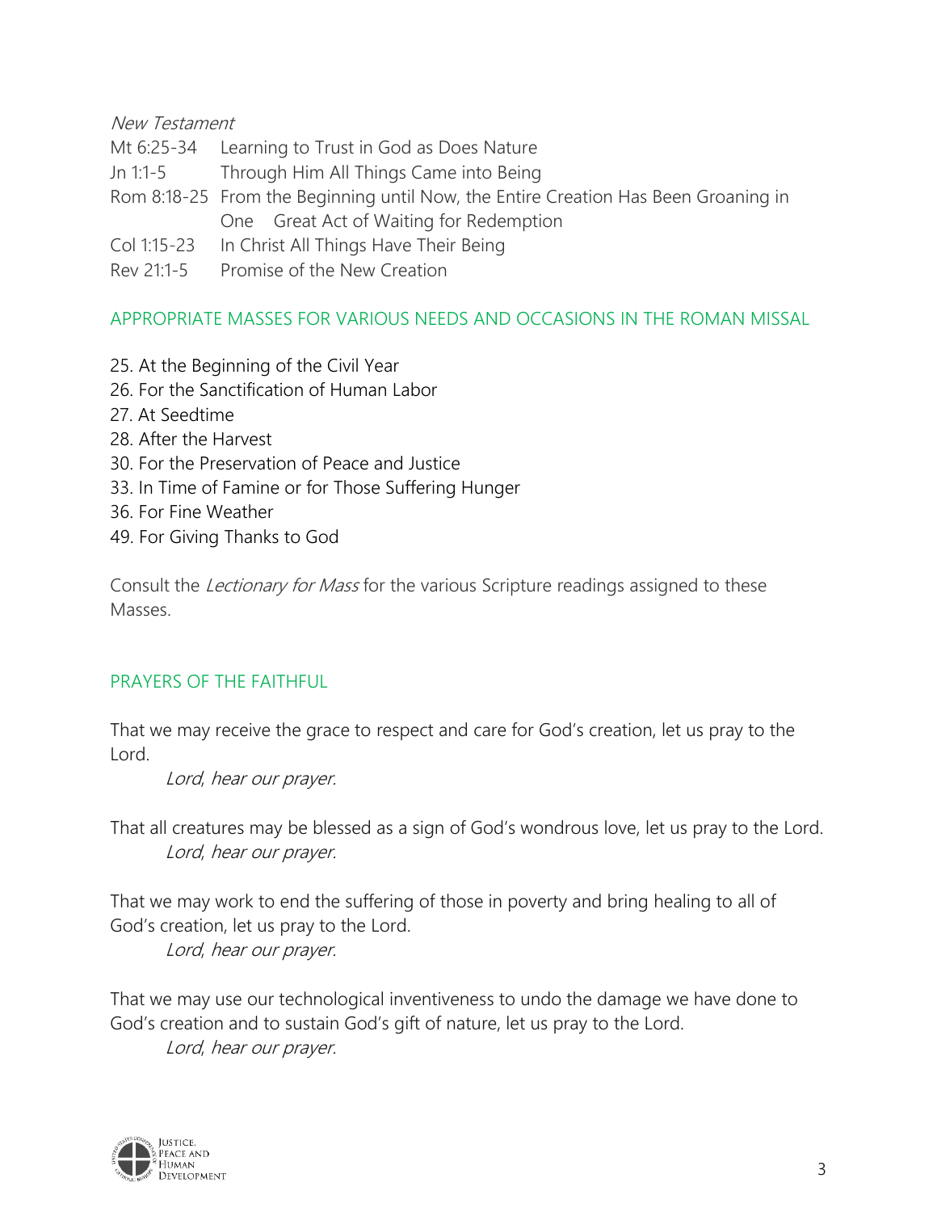*New Testament*

Mt 6:25-34 Learning to Trust in God as Does Nature
Jn 1:1-5 Through Him All Things Came into Being
Rom 8:18-25 From the Beginning until Now, the Entire Creation Has Been Groaning in One Great Act of Waiting for Redemption
Col 1:15-23 In Christ All Things Have Their Being
Rev 21:1-5 Promise of the New Creation

## APPROPRIATE MASSES FOR VARIOUS NEEDS AND OCCASIONS IN THE ROMAN MISSAL

25. At the Beginning of the Civil Year
26. For the Sanctification of Human Labor
27. At Seedtime
28. After the Harvest
30. For the Preservation of Peace and Justice
33. In Time of Famine or for Those Suffering Hunger
36. For Fine Weather
49. For Giving Thanks to God

Consult the *Lectionary for Mass* for the various Scripture readings assigned to these Masses.

## PRAYERS OF THE FAITHFUL

That we may receive the grace to respect and care for God's creation, let us pray to the Lord.
*Lord, hear our prayer.*

That all creatures may be blessed as a sign of God's wondrous love, let us pray to the Lord.
*Lord, hear our prayer.*

That we may work to end the suffering of those in poverty and bring healing to all of God's creation, let us pray to the Lord.
*Lord, hear our prayer.*

That we may use our technological inventiveness to undo the damage we have done to God's creation and to sustain God's gift of nature, let us pray to the Lord.
*Lord, hear our prayer.*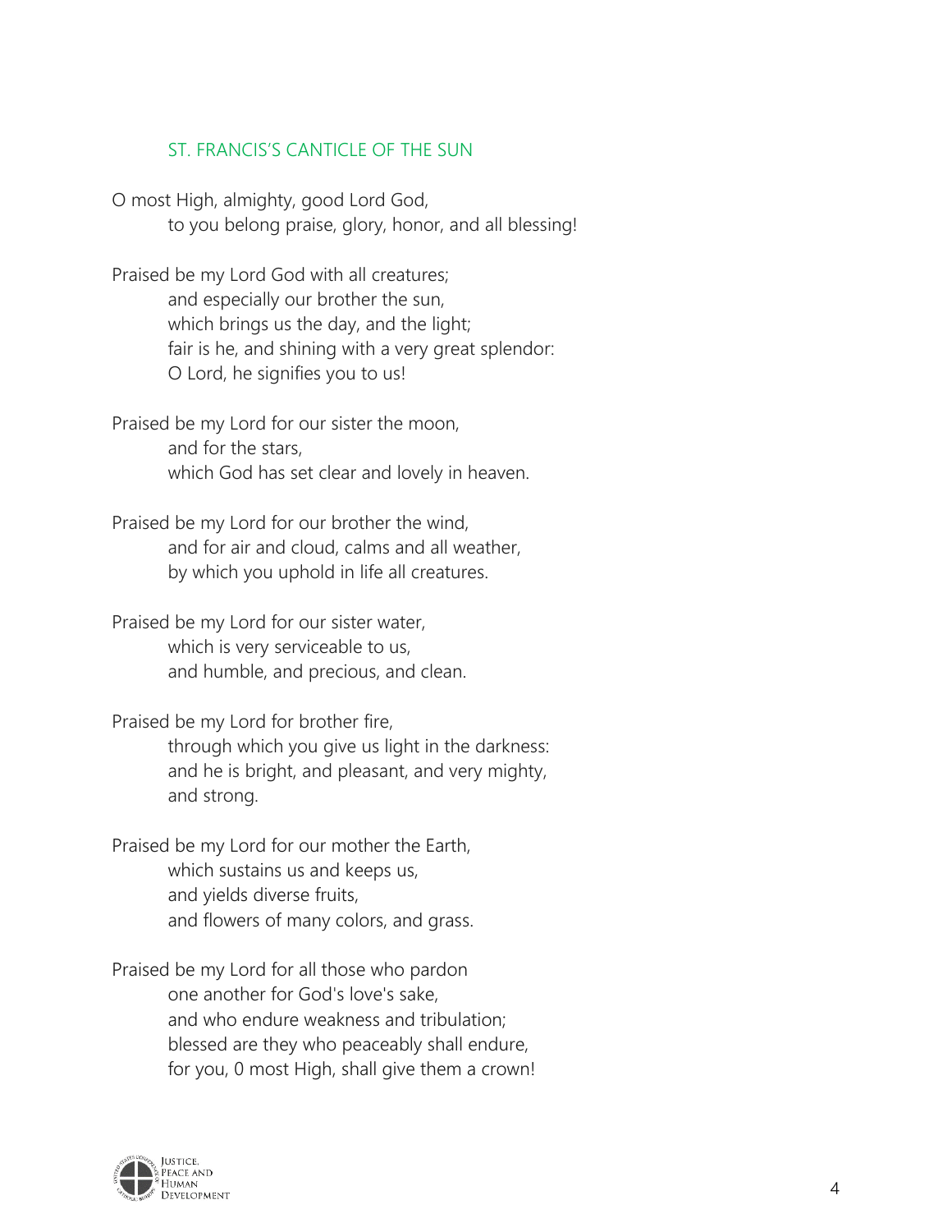## ST. FRANCIS'S CANTICLE OF THE SUN

O most High, almighty, good Lord God,
to you belong praise, glory, honor, and all blessing!

Praised be my Lord God with all creatures;
and especially our brother the sun,
which brings us the day, and the light;
fair is he, and shining with a very great splendor:
O Lord, he signifies you to us!

Praised be my Lord for our sister the moon,
and for the stars,
which God has set clear and lovely in heaven.

Praised be my Lord for our brother the wind,
and for air and cloud, calms and all weather,
by which you uphold in life all creatures.

Praised be my Lord for our sister water,
which is very serviceable to us,
and humble, and precious, and clean.

Praised be my Lord for brother fire,
through which you give us light in the darkness:
and he is bright, and pleasant, and very mighty,
and strong.

Praised be my Lord for our mother the Earth,
which sustains us and keeps us,
and yields diverse fruits,
and flowers of many colors, and grass.

Praised be my Lord for all those who pardon
one another for God's love's sake,
and who endure weakness and tribulation;
blessed are they who peaceably shall endure,
for you, 0 most High, shall give them a crown!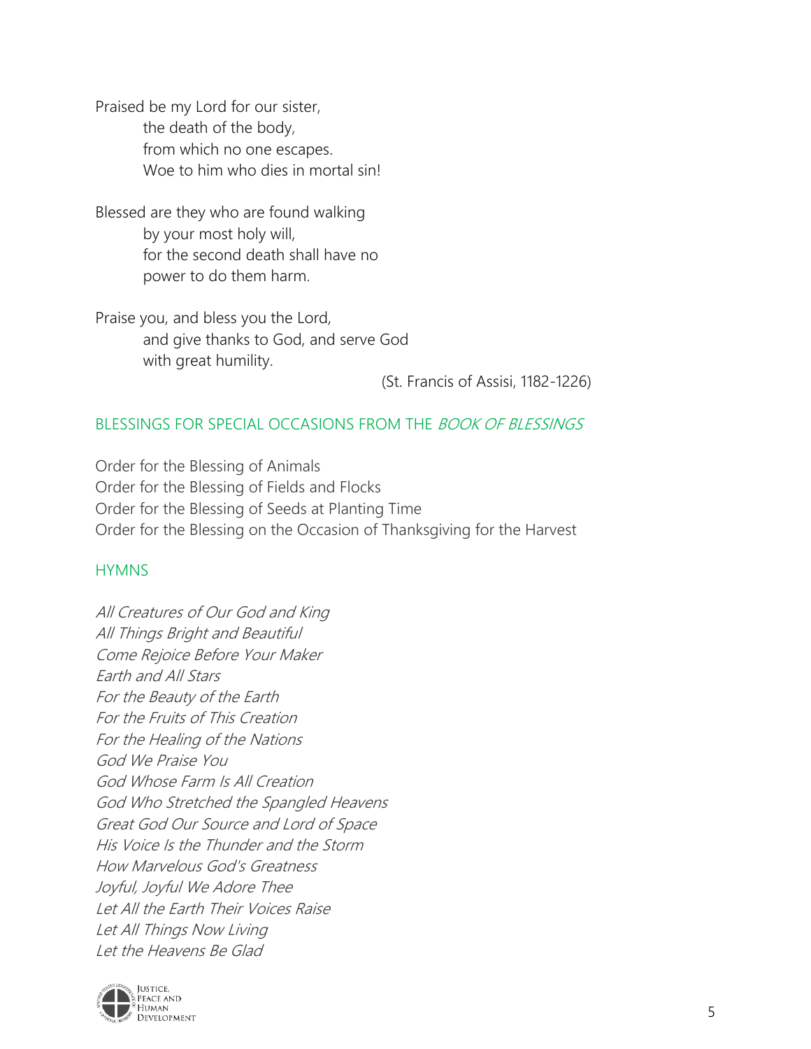Praised be my Lord for our sister,
the death of the body,
from which no one escapes.
Woe to him who dies in mortal sin!

Blessed are they who are found walking
by your most holy will,
for the second death shall have no
power to do them harm.

Praise you, and bless you the Lord,
and give thanks to God, and serve God
with great humility.

(St. Francis of Assisi, 1182-1226)

## BLESSINGS FOR SPECIAL OCCASIONS FROM THE *BOOK OF BLESSINGS*

Order for the Blessing of Animals
Order for the Blessing of Fields and Flocks
Order for the Blessing of Seeds at Planting Time
Order for the Blessing on the Occasion of Thanksgiving for the Harvest

## HYMNS

*All Creatures of Our God and King*
*All Things Bright and Beautiful*
*Come Rejoice Before Your Maker*
*Earth and All Stars*
*For the Beauty of the Earth*
*For the Fruits of This Creation*
*For the Healing of the Nations*
*God We Praise You*
*God Whose Farm Is All Creation*
*God Who Stretched the Spangled Heavens*
*Great God Our Source and Lord of Space*
*His Voice Is the Thunder and the Storm*
*How Marvelous God's Greatness*
*Joyful, Joyful We Adore Thee*
*Let All the Earth Their Voices Raise*
*Let All Things Now Living*
*Let the Heavens Be Glad*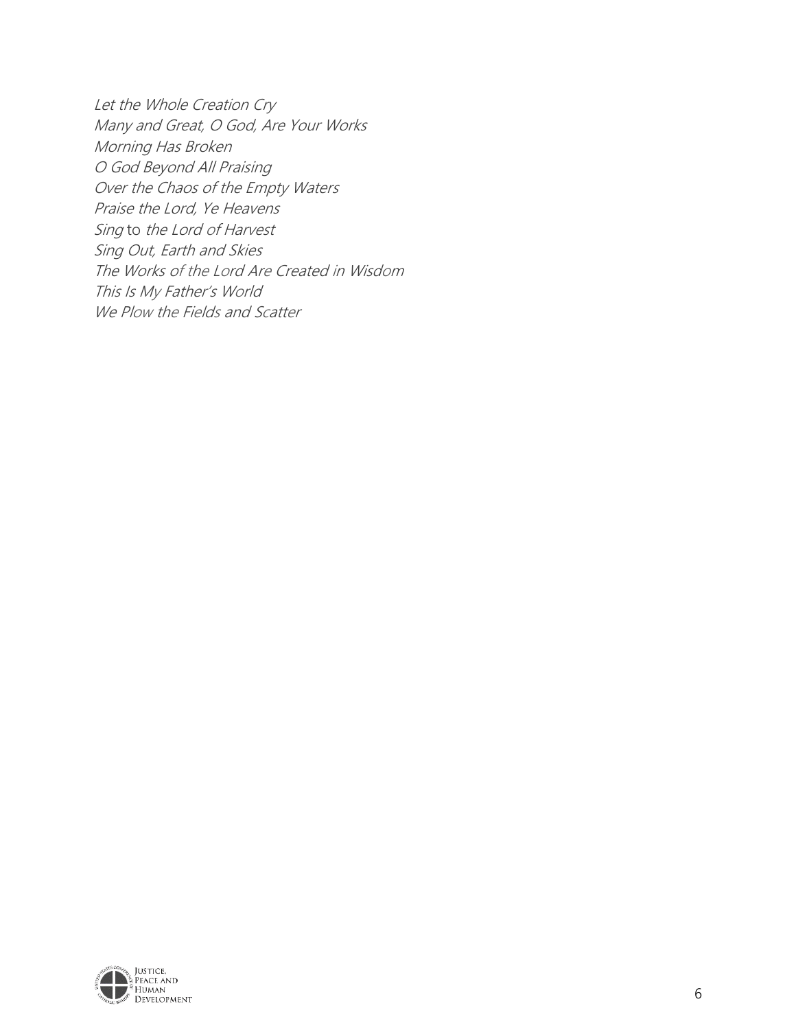*Let the Whole Creation Cry*
*Many and Great, O God, Are Your Works*
*Morning Has Broken*
*O God Beyond All Praising*
*Over the Chaos of the Empty Waters*
*Praise the Lord, Ye Heavens*
*Sing* to *the Lord of Harvest*
*Sing Out, Earth and Skies*
*The Works of the Lord Are Created in Wisdom*
*This Is My Father's World*
*We Plow the Fields and Scatter*